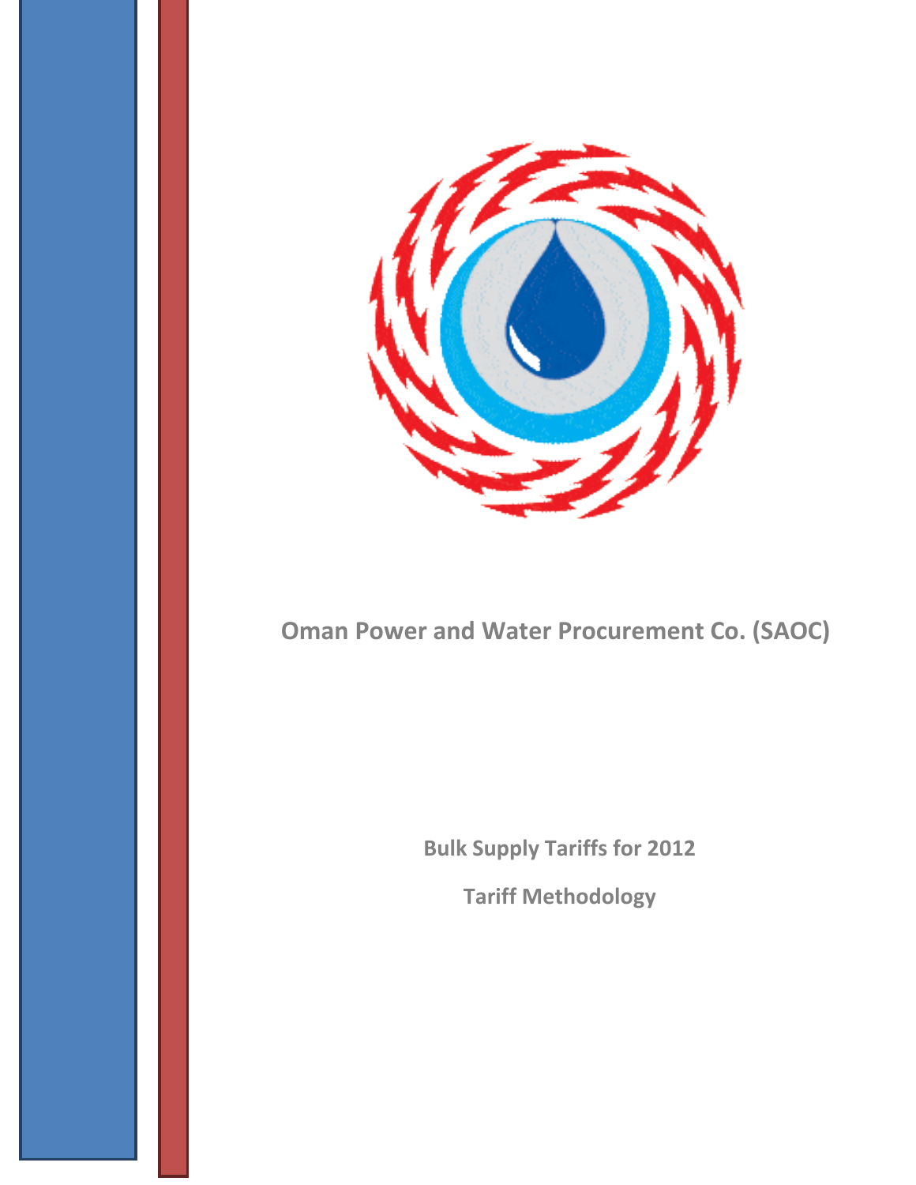# Oman Power and Water Procurement Co. (SAOC)

**Bulk Supply Tariffs for 2012**

**Tariff Methodology**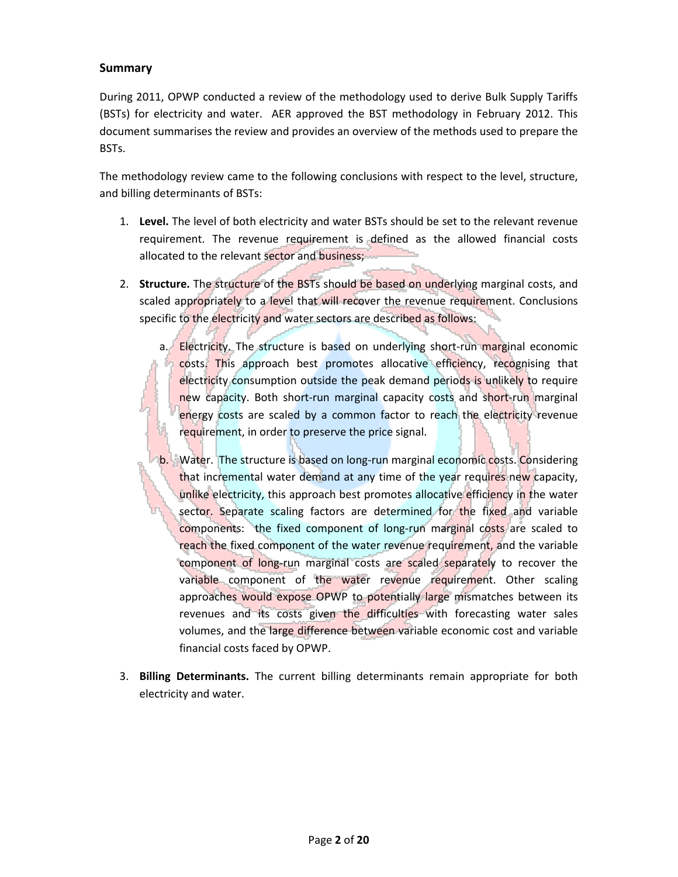## Summary

During 2011, OPWP conducted a review of the methodology used to derive Bulk Supply Tariffs (BSTs) for electricity and water. AER approved the BST methodology in February 2012. This document summarises the review and provides an overview of the methods used to prepare the BSTs.

The methodology review came to the following conclusions with respect to the level, structure, and billing determinants of BSTs:

1. **Level.** The level of both electricity and water BSTs should be set to the relevant revenue requirement. The revenue requirement is defined as the allowed financial costs allocated to the relevant sector and business;
2. **Structure.** The structure of the BSTs should be based on underlying marginal costs, and scaled appropriately to a level that will recover the revenue requirement. Conclusions specific to the electricity and water sectors are described as follows:
    a. Electricity. The structure is based on underlying short-run marginal economic costs. This approach best promotes allocative efficiency, recognising that electricity consumption outside the peak demand periods is unlikely to require new capacity. Both short-run marginal capacity costs and short-run marginal energy costs are scaled by a common factor to reach the electricity revenue requirement, in order to preserve the price signal.
    b. Water. The structure is based on long-run marginal economic costs. Considering that incremental water demand at any time of the year requires new capacity, unlike electricity, this approach best promotes allocative efficiency in the water sector. Separate scaling factors are determined for the fixed and variable components: the fixed component of long-run marginal costs are scaled to reach the fixed component of the water revenue requirement, and the variable component of long-run marginal costs are scaled separately to recover the variable component of the water revenue requirement. Other scaling approaches would expose OPWP to potentially large mismatches between its revenues and its costs given the difficulties with forecasting water sales volumes, and the large difference between variable economic cost and variable financial costs faced by OPWP.
3. **Billing Determinants.** The current billing determinants remain appropriate for both electricity and water.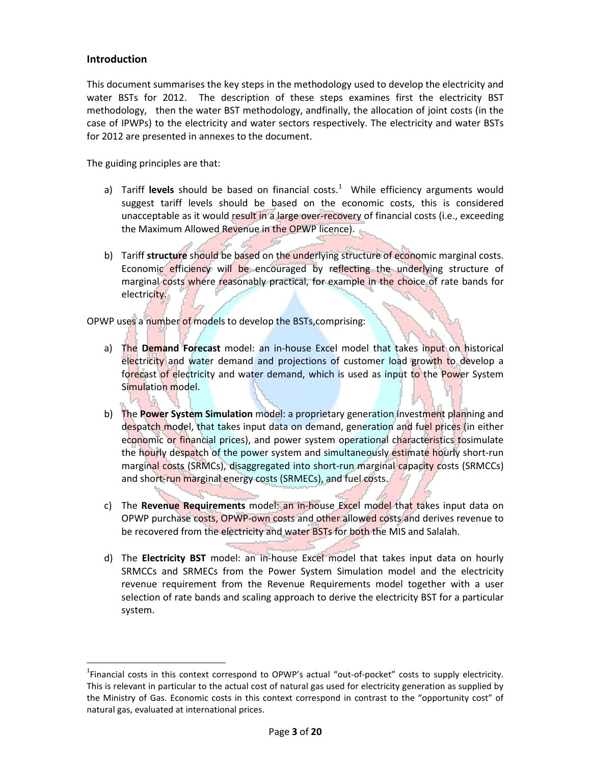## Introduction

This document summarises the key steps in the methodology used to develop the electricity and water BSTs for 2012. The description of these steps examines first the electricity BST methodology, then the water BST methodology, andfinally, the allocation of joint costs (in the case of IPWPs) to the electricity and water sectors respectively. The electricity and water BSTs for 2012 are presented in annexes to the document.

The guiding principles are that:

a) Tariff **levels** should be based on financial costs.[1] While efficiency arguments would suggest tariff levels should be based on the economic costs, this is considered unacceptable as it would result in a large over-recovery of financial costs (i.e., exceeding the Maximum Allowed Revenue in the OPWP licence).

b) Tariff **structure** should be based on the underlying structure of economic marginal costs. Economic efficiency will be encouraged by reflecting the underlying structure of marginal costs where reasonably practical, for example in the choice of rate bands for electricity.

OPWP uses a number of models to develop the BSTs,comprising:

a) The **Demand Forecast** model: an in-house Excel model that takes input on historical electricity and water demand and projections of customer load growth to develop a forecast of electricity and water demand, which is used as input to the Power System Simulation model.

b) The **Power System Simulation** model: a proprietary generation investment planning and despatch model, that takes input data on demand, generation and fuel prices (in either economic or financial prices), and power system operational characteristics tosimulate the hourly despatch of the power system and simultaneously estimate hourly short-run marginal costs (SRMCs), disaggregated into short-run marginal capacity costs (SRMCCs) and short-run marginal energy costs (SRMECs), and fuel costs.

c) The **Revenue Requirements** model: an in-house Excel model that takes input data on OPWP purchase costs, OPWP-own costs and other allowed costs and derives revenue to be recovered from the electricity and water BSTs for both the MIS and Salalah.

d) The **Electricity BST** model: an in-house Excel model that takes input data on hourly SRMCCs and SRMECs from the Power System Simulation model and the electricity revenue requirement from the Revenue Requirements model together with a user selection of rate bands and scaling approach to derive the electricity BST for a particular system.

---

[1] Financial costs in this context correspond to OPWP's actual "out-of-pocket" costs to supply electricity. This is relevant in particular to the actual cost of natural gas used for electricity generation as supplied by the Ministry of Gas. Economic costs in this context correspond in contrast to the "opportunity cost" of natural gas, evaluated at international prices.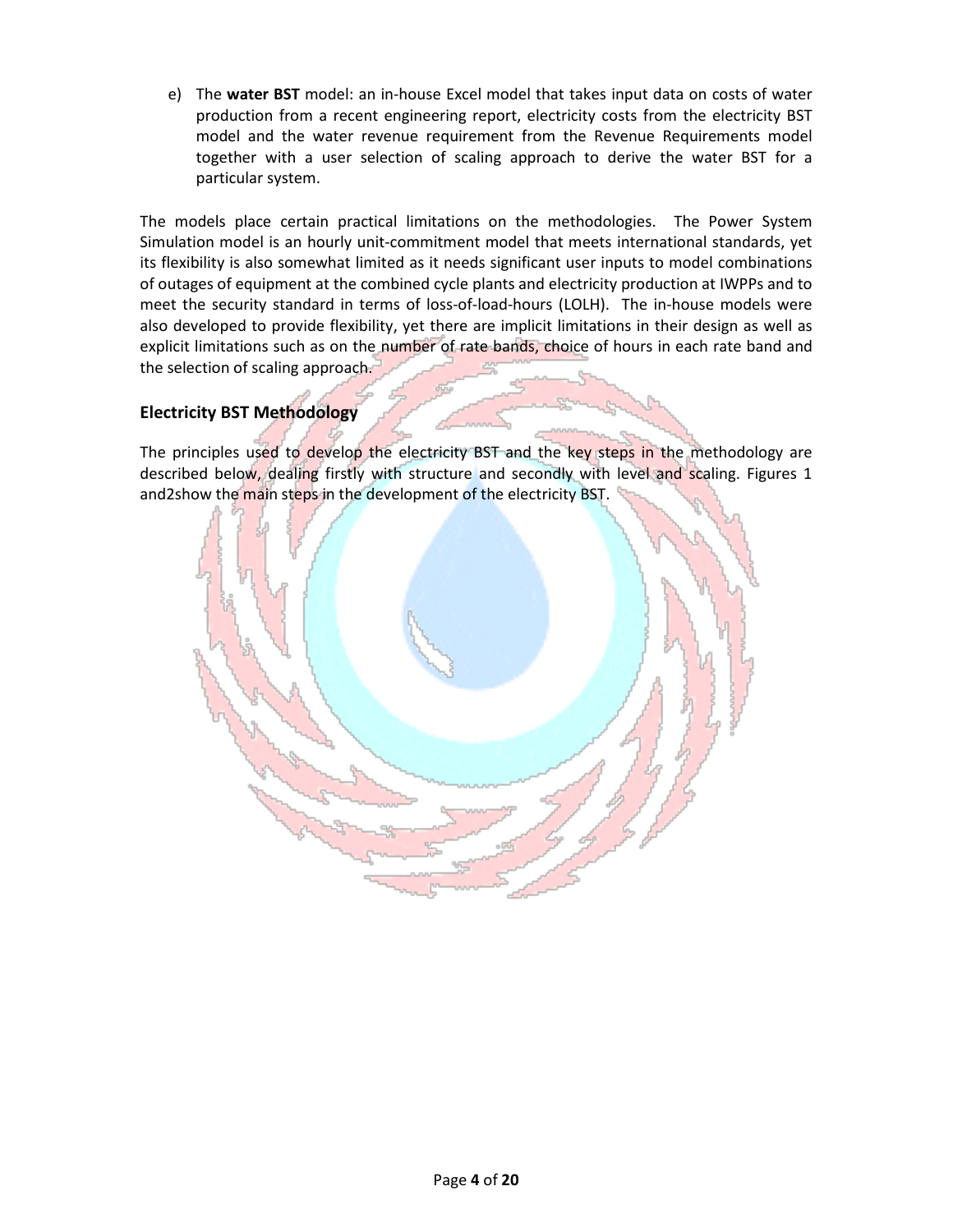e) The **water BST** model: an in-house Excel model that takes input data on costs of water production from a recent engineering report, electricity costs from the electricity BST model and the water revenue requirement from the Revenue Requirements model together with a user selection of scaling approach to derive the water BST for a particular system.

The models place certain practical limitations on the methodologies. The Power System Simulation model is an hourly unit-commitment model that meets international standards, yet its flexibility is also somewhat limited as it needs significant user inputs to model combinations of outages of equipment at the combined cycle plants and electricity production at IWPPs and to meet the security standard in terms of loss-of-load-hours (LOLH). The in-house models were also developed to provide flexibility, yet there are implicit limitations in their design as well as explicit limitations such as on the number of rate bands, choice of hours in each rate band and the selection of scaling approach.

## Electricity BST Methodology

The principles used to develop the electricity BST and the key steps in the methodology are described below, dealing firstly with structure and secondly with level and scaling. Figures 1 and2show the main steps in the development of the electricity BST.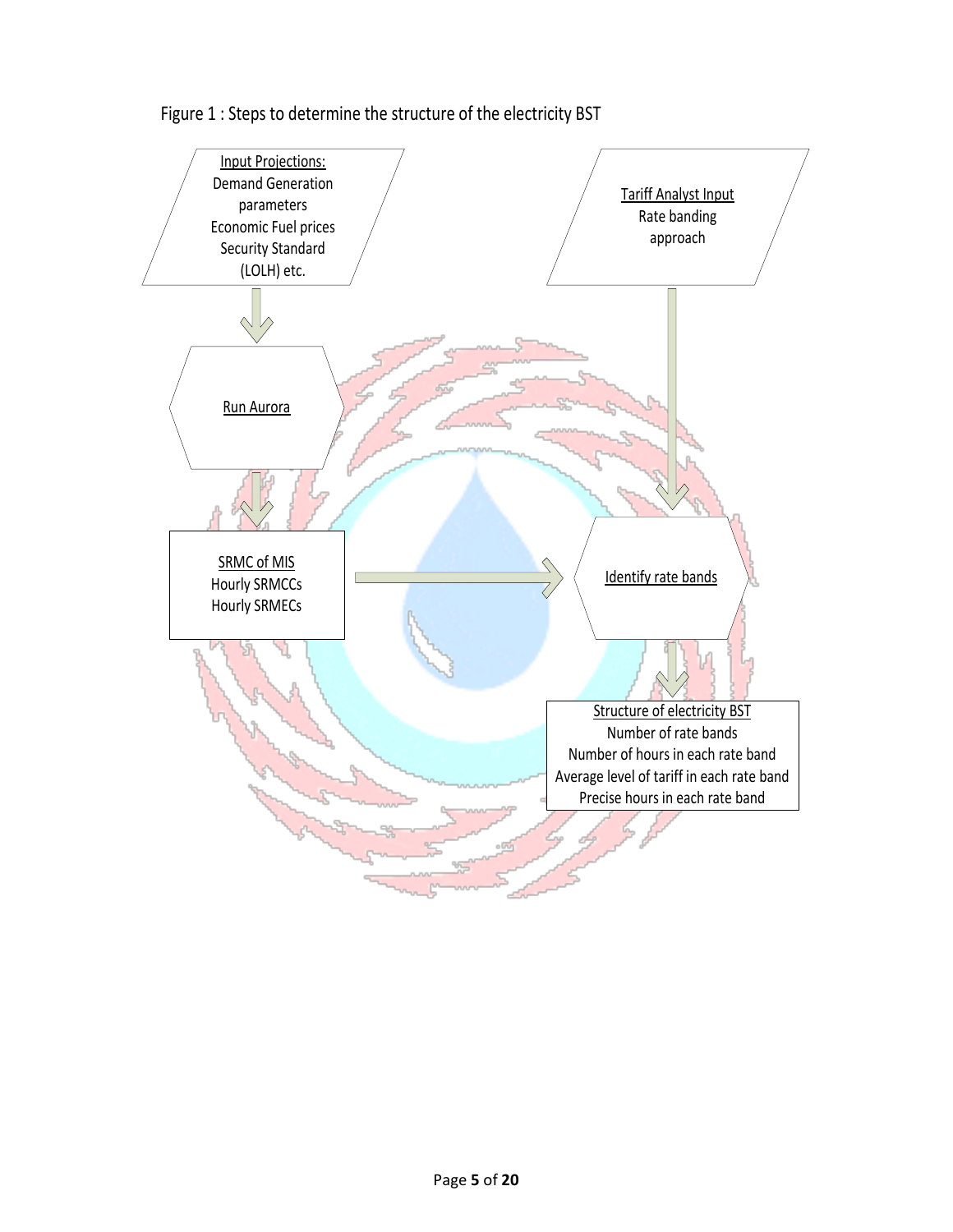Figure 1 : Steps to determine the structure of the electricity BST

Input Projections:
Demand Generation parameters
Economic Fuel prices
Security Standard (LOLH) etc.

Tariff Analyst Input
Rate banding approach

Run Aurora

SRMC of MIS
Hourly SRMCCs
Hourly SRMECs

Identify rate bands

Structure of electricity BST
Number of rate bands
Number of hours in each rate band
Average level of tariff in each rate band
Precise hours in each rate band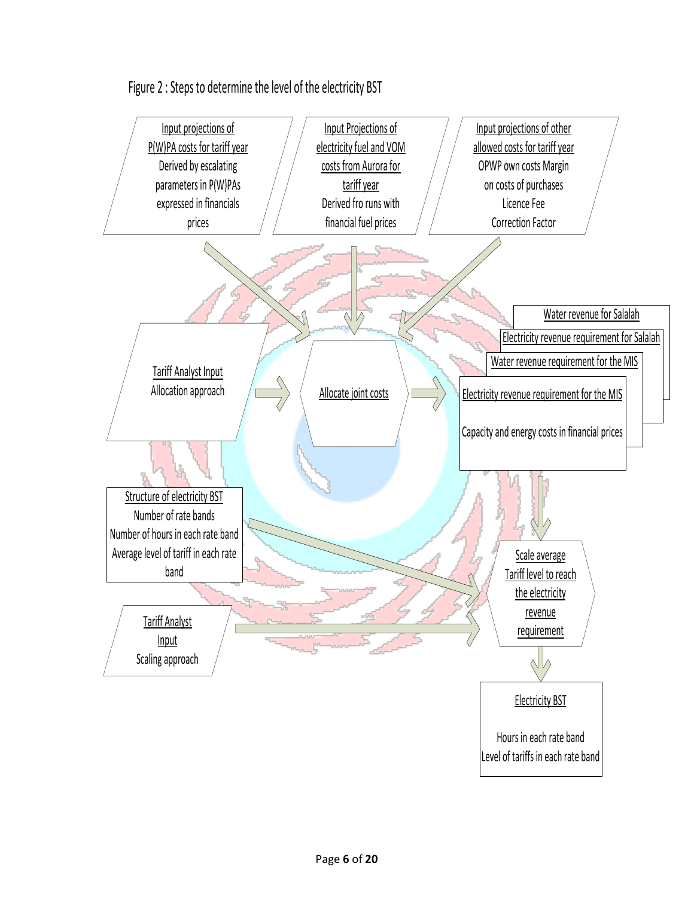Figure 2 : Steps to determine the level of the electricity BST

Input projections of P(W)PA costs for tariff year
Derived by escalating parameters in P(W)PAs expressed in financials prices

Input Projections of electricity fuel and VOM costs from Aurora for tariff year
Derived fro runs with financial fuel prices

Input projections of other allowed costs for tariff year
OPWP own costs Margin on costs of purchases
Licence Fee
Correction Factor

Tariff Analyst Input
Allocation approach

Allocate joint costs

Water revenue for Salalah

Electricity revenue requirement for Salalah

Water revenue requirement for the MIS

Electricity revenue requirement for the MIS

Capacity and energy costs in financial prices

Structure of electricity BST
Number of rate bands
Number of hours in each rate band
Average level of tariff in each rate band

Scale average Tariff level to reach the electricity revenue requirement

Tariff Analyst Input
Scaling approach

Electricity BST

Hours in each rate band
Level of tariffs in each rate band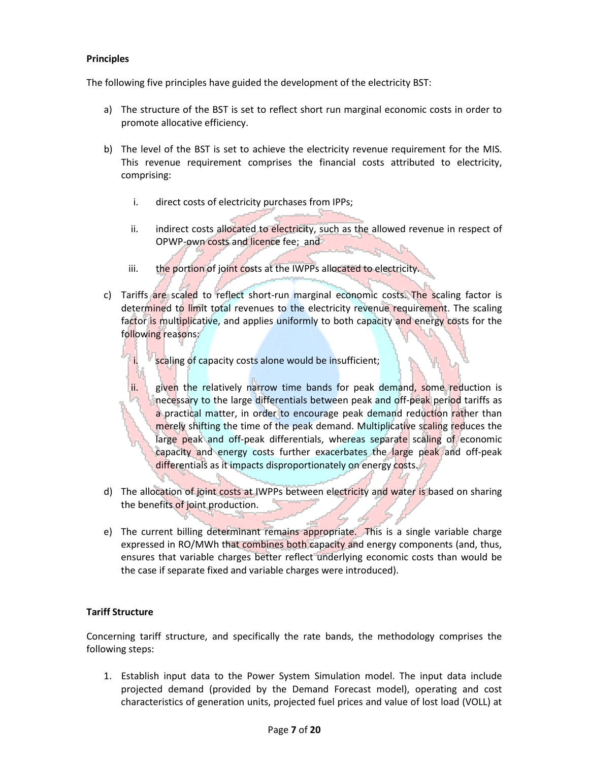**Principles**

The following five principles have guided the development of the electricity BST:

a) The structure of the BST is set to reflect short run marginal economic costs in order to promote allocative efficiency.

b) The level of the BST is set to achieve the electricity revenue requirement for the MIS. This revenue requirement comprises the financial costs attributed to electricity, comprising:

   i. direct costs of electricity purchases from IPPs;

   ii. indirect costs allocated to electricity, such as the allowed revenue in respect of OPWP-own costs and licence fee; and

   iii. the portion of joint costs at the IWPPs allocated to electricity.

c) Tariffs are scaled to reflect short-run marginal economic costs. The scaling factor is determined to limit total revenues to the electricity revenue requirement. The scaling factor is multiplicative, and applies uniformly to both capacity and energy costs for the following reasons:

   i. scaling of capacity costs alone would be insufficient;

   ii. given the relatively narrow time bands for peak demand, some reduction is necessary to the large differentials between peak and off-peak period tariffs as a practical matter, in order to encourage peak demand reduction rather than merely shifting the time of the peak demand. Multiplicative scaling reduces the large peak and off-peak differentials, whereas separate scaling of economic capacity and energy costs further exacerbates the large peak and off-peak differentials as it impacts disproportionately on energy costs.

d) The allocation of joint costs at IWPPs between electricity and water is based on sharing the benefits of joint production.

e) The current billing determinant remains appropriate. This is a single variable charge expressed in RO/MWh that combines both capacity and energy components (and, thus, ensures that variable charges better reflect underlying economic costs than would be the case if separate fixed and variable charges were introduced).

**Tariff Structure**

Concerning tariff structure, and specifically the rate bands, the methodology comprises the following steps:

1. Establish input data to the Power System Simulation model. The input data include projected demand (provided by the Demand Forecast model), operating and cost characteristics of generation units, projected fuel prices and value of lost load (VOLL) at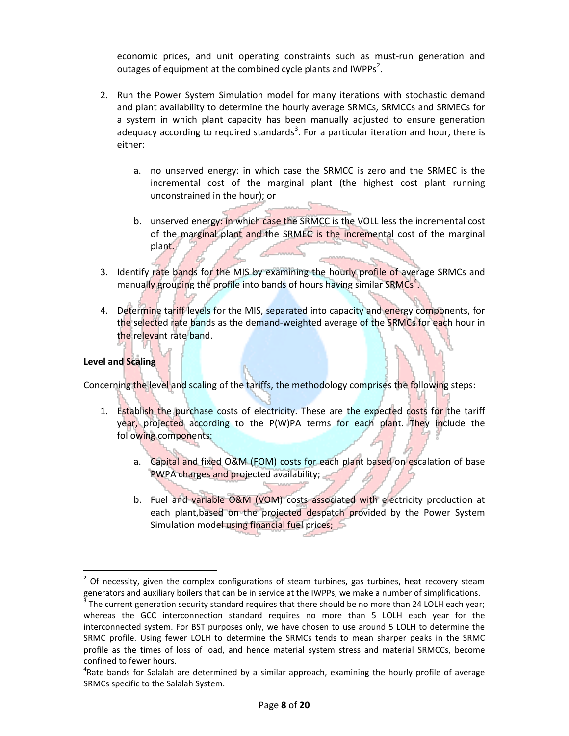economic prices, and unit operating constraints such as must-run generation and outages of equipment at the combined cycle plants and IWPPs[2].

2. Run the Power System Simulation model for many iterations with stochastic demand and plant availability to determine the hourly average SRMCs, SRMCCs and SRMECs for a system in which plant capacity has been manually adjusted to ensure generation adequacy according to required standards[3]. For a particular iteration and hour, there is either:

   a. no unserved energy: in which case the SRMCC is zero and the SRMEC is the incremental cost of the marginal plant (the highest cost plant running unconstrained in the hour); or

   b. unserved energy: in which case the SRMCC is the VOLL less the incremental cost of the marginal plant and the SRMEC is the incremental cost of the marginal plant.

3. Identify rate bands for the MIS by examining the hourly profile of average SRMCs and manually grouping the profile into bands of hours having similar SRMCs[4].

4. Determine tariff levels for the MIS, separated into capacity and energy components, for the selected rate bands as the demand-weighted average of the SRMCs for each hour in the relevant rate band.

**Level and Scaling**

Concerning the level and scaling of the tariffs, the methodology comprises the following steps:

1. Establish the purchase costs of electricity. These are the expected costs for the tariff year, projected according to the P(W)PA terms for each plant. They include the following components:

   a. Capital and fixed O&M (FOM) costs for each plant based on escalation of base PWPA charges and projected availability;

   b. Fuel and variable O&M (VOM) costs associated with electricity production at each plant,based on the projected despatch provided by the Power System Simulation model using financial fuel prices;

---

[2] Of necessity, given the complex configurations of steam turbines, gas turbines, heat recovery steam generators and auxiliary boilers that can be in service at the IWPPs, we make a number of simplifications.

[3] The current generation security standard requires that there should be no more than 24 LOLH each year; whereas the GCC interconnection standard requires no more than 5 LOLH each year for the interconnected system. For BST purposes only, we have chosen to use around 5 LOLH to determine the SRMC profile. Using fewer LOLH to determine the SRMCs tends to mean sharper peaks in the SRMC profile as the times of loss of load, and hence material system stress and material SRMCCs, become confined to fewer hours.

[4] Rate bands for Salalah are determined by a similar approach, examining the hourly profile of average SRMCs specific to the Salalah System.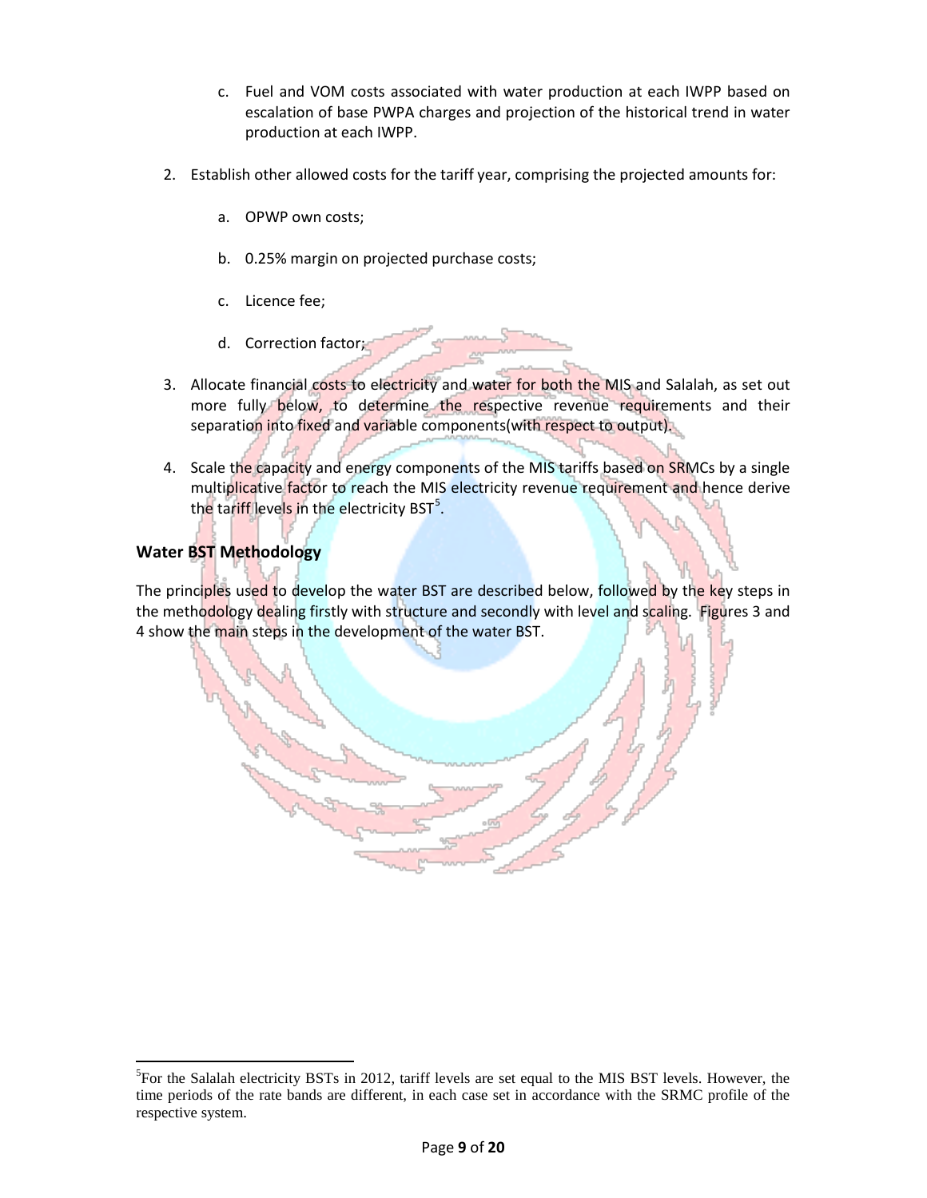c. Fuel and VOM costs associated with water production at each IWPP based on escalation of base PWPA charges and projection of the historical trend in water production at each IWPP.

2. Establish other allowed costs for the tariff year, comprising the projected amounts for:

    a. OPWP own costs;

    b. 0.25% margin on projected purchase costs;

    c. Licence fee;

    d. Correction factor;

3. Allocate financial costs to electricity and water for both the MIS and Salalah, as set out more fully below, to determine the respective revenue requirements and their separation into fixed and variable components(with respect to output).

4. Scale the capacity and energy components of the MIS tariffs based on SRMCs by a single multiplicative factor to reach the MIS electricity revenue requirement and hence derive the tariff levels in the electricity BST[5].

### Water BST Methodology

The principles used to develop the water BST are described below, followed by the key steps in the methodology dealing firstly with structure and secondly with level and scaling. Figures 3 and 4 show the main steps in the development of the water BST.

[5] For the Salalah electricity BSTs in 2012, tariff levels are set equal to the MIS BST levels. However, the time periods of the rate bands are different, in each case set in accordance with the SRMC profile of the respective system.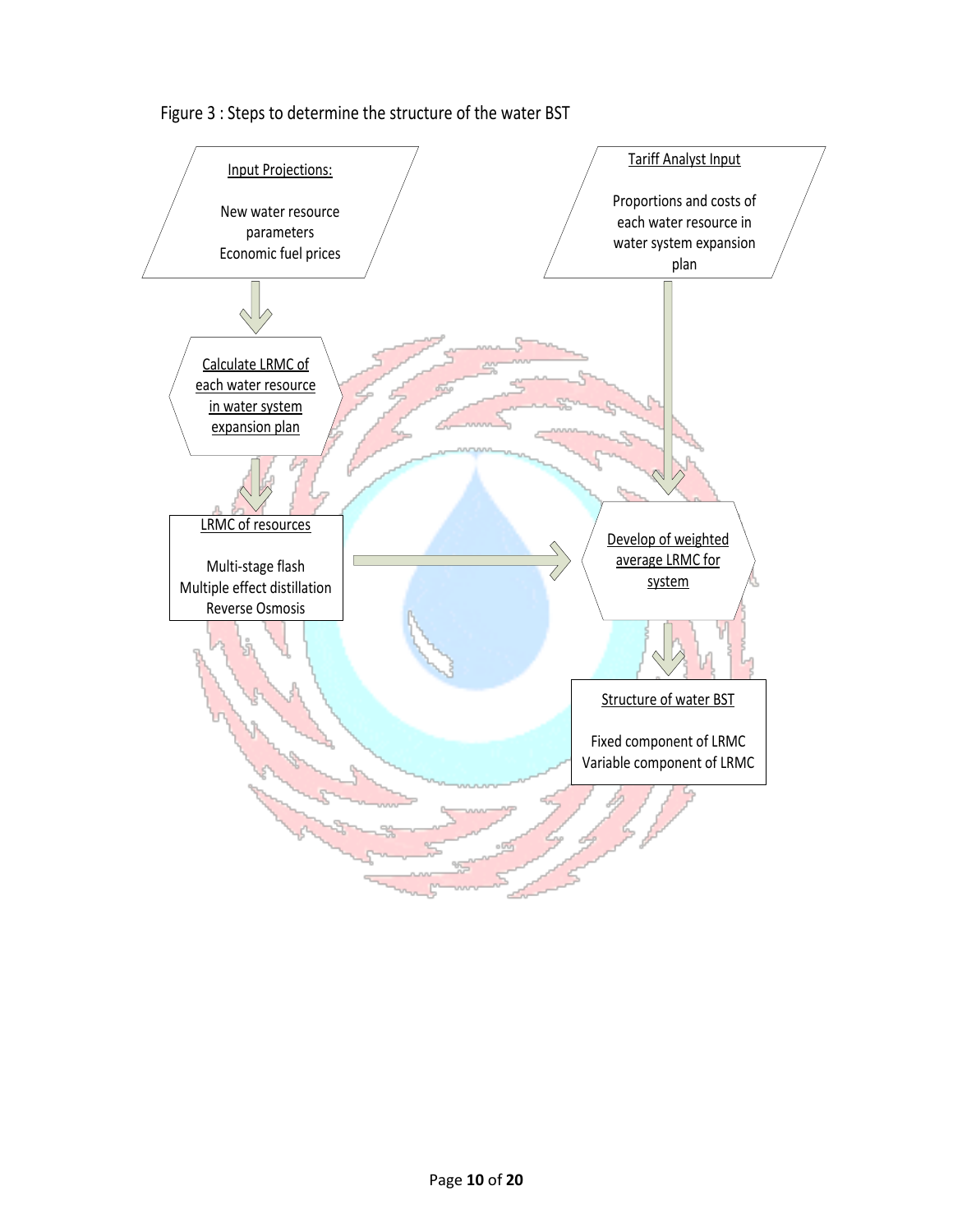Figure 3 : Steps to determine the structure of the water BST

**Input Projections:**

New water resource parameters
Economic fuel prices

**Tariff Analyst Input**

Proportions and costs of each water resource in water system expansion plan

**Calculate LRMC of each water resource in water system expansion plan**

**LRMC of resources**

Multi-stage flash
Multiple effect distillation
Reverse Osmosis

**Develop of weighted average LRMC for system**

**Structure of water BST**

Fixed component of LRMC
Variable component of LRMC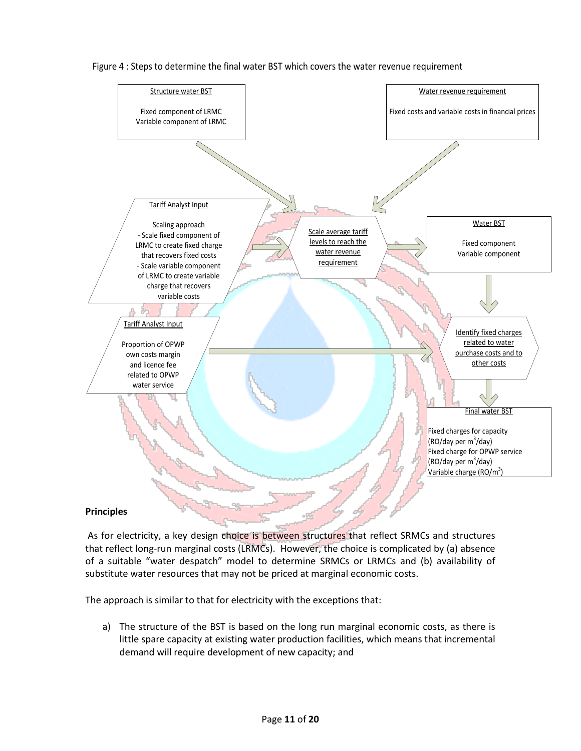Figure 4 : Steps to determine the final water BST which covers the water revenue requirement

Structure water BST

Fixed component of LRMC
Variable component of LRMC

Water revenue requirement

Fixed costs and variable costs in financial prices

Tariff Analyst Input

Scaling approach
- Scale fixed component of LRMC to create fixed charge that recovers fixed costs
- Scale variable component of LRMC to create variable charge that recovers variable costs

Scale average tariff levels to reach the water revenue requirement

Water BST

Fixed component
Variable component

Tariff Analyst Input

Proportion of OPWP own costs margin and licence fee related to OPWP water service

Identify fixed charges related to water purchase costs and to other costs

Final water BST

Fixed charges for capacity (RO/day per $m^3$/day)
Fixed charge for OPWP service (RO/day per $m^3$/day)
Variable charge (RO/$m^3$)

**Principles**

As for electricity, a key design choice is between structures that reflect SRMCs and structures that reflect long-run marginal costs (LRMCs). However, the choice is complicated by (a) absence of a suitable "water despatch" model to determine SRMCs or LRMCs and (b) availability of substitute water resources that may not be priced at marginal economic costs.

The approach is similar to that for electricity with the exceptions that:

a) The structure of the BST is based on the long run marginal economic costs, as there is little spare capacity at existing water production facilities, which means that incremental demand will require development of new capacity; and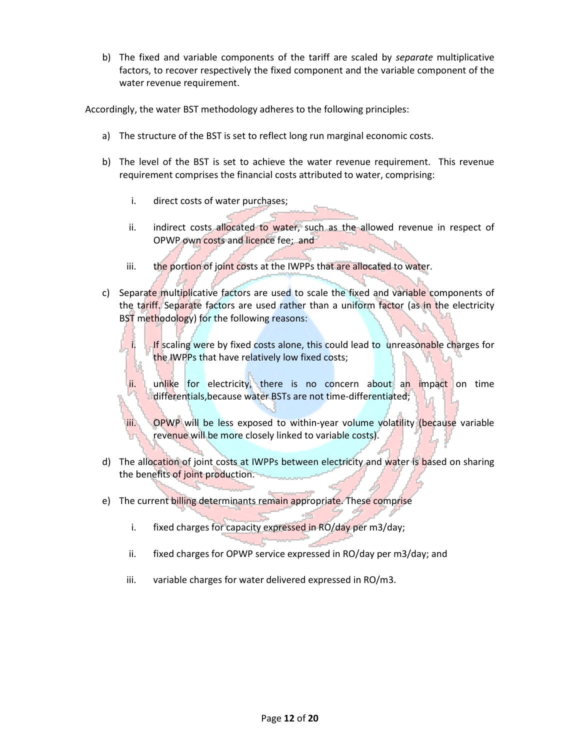b) The fixed and variable components of the tariff are scaled by *separate* multiplicative factors, to recover respectively the fixed component and the variable component of the water revenue requirement.

Accordingly, the water BST methodology adheres to the following principles:

a) The structure of the BST is set to reflect long run marginal economic costs.

b) The level of the BST is set to achieve the water revenue requirement. This revenue requirement comprises the financial costs attributed to water, comprising:

   i. direct costs of water purchases;

   ii. indirect costs allocated to water, such as the allowed revenue in respect of OPWP own costs and licence fee; and

   iii. the portion of joint costs at the IWPPs that are allocated to water.

c) Separate multiplicative factors are used to scale the fixed and variable components of the tariff. Separate factors are used rather than a uniform factor (as in the electricity BST methodology) for the following reasons:

   i. If scaling were by fixed costs alone, this could lead to unreasonable charges for the IWPPs that have relatively low fixed costs;

   ii. unlike for electricity, there is no concern about an impact on time differentials,because water BSTs are not time-differentiated;

   iii. OPWP will be less exposed to within-year volume volatility (because variable revenue will be more closely linked to variable costs).

d) The allocation of joint costs at IWPPs between electricity and water is based on sharing the benefits of joint production.

e) The current billing determinants remain appropriate. These comprise

   i. fixed charges for capacity expressed in RO/day per m3/day;

   ii. fixed charges for OPWP service expressed in RO/day per m3/day; and

   iii. variable charges for water delivered expressed in RO/m3.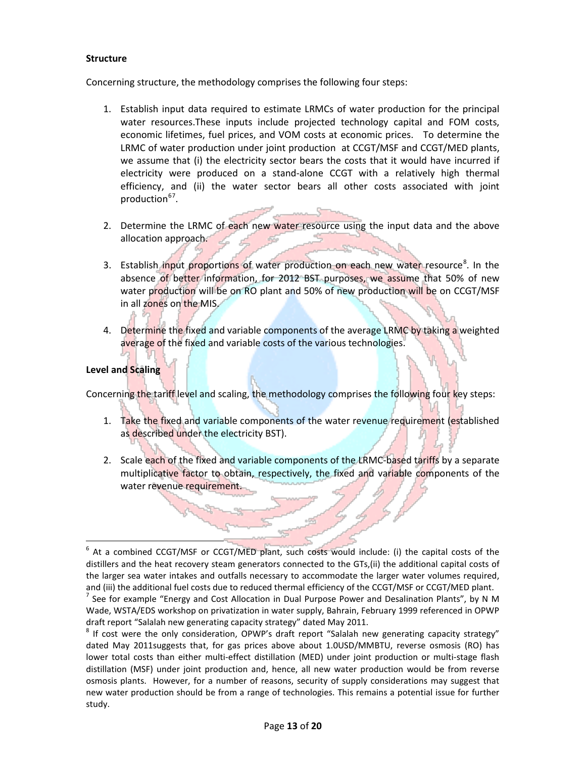**Structure**

Concerning structure, the methodology comprises the following four steps:

1. Establish input data required to estimate LRMCs of water production for the principal water resources.These inputs include projected technology capital and FOM costs, economic lifetimes, fuel prices, and VOM costs at economic prices. To determine the LRMC of water production under joint production at CCGT/MSF and CCGT/MED plants, we assume that (i) the electricity sector bears the costs that it would have incurred if electricity were produced on a stand-alone CCGT with a relatively high thermal efficiency, and (ii) the water sector bears all other costs associated with joint production[6][7].

2. Determine the LRMC of each new water resource using the input data and the above allocation approach.

3. Establish input proportions of water production on each new water resource[8]. In the absence of better information, for 2012 BST purposes, we assume that 50% of new water production will be on RO plant and 50% of new production will be on CCGT/MSF in all zones on the MIS.

4. Determine the fixed and variable components of the average LRMC by taking a weighted average of the fixed and variable costs of the various technologies.

**Level and Scaling**

Concerning the tariff level and scaling, the methodology comprises the following four key steps:

1. Take the fixed and variable components of the water revenue requirement (established as described under the electricity BST).

2. Scale each of the fixed and variable components of the LRMC-based tariffs by a separate multiplicative factor to obtain, respectively, the fixed and variable components of the water revenue requirement.

---

[6] At a combined CCGT/MSF or CCGT/MED plant, such costs would include: (i) the capital costs of the distillers and the heat recovery steam generators connected to the GTs,(ii) the additional capital costs of the larger sea water intakes and outfalls necessary to accommodate the larger water volumes required, and (iii) the additional fuel costs due to reduced thermal efficiency of the CCGT/MSF or CCGT/MED plant.

[7] See for example "Energy and Cost Allocation in Dual Purpose Power and Desalination Plants", by N M Wade, WSTA/EDS workshop on privatization in water supply, Bahrain, February 1999 referenced in OPWP draft report "Salalah new generating capacity strategy" dated May 2011.

[8] If cost were the only consideration, OPWP's draft report "Salalah new generating capacity strategy" dated May 2011suggests that, for gas prices above about 1.0USD/MMBTU, reverse osmosis (RO) has lower total costs than either multi-effect distillation (MED) under joint production or multi-stage flash distillation (MSF) under joint production and, hence, all new water production would be from reverse osmosis plants. However, for a number of reasons, security of supply considerations may suggest that new water production should be from a range of technologies. This remains a potential issue for further study.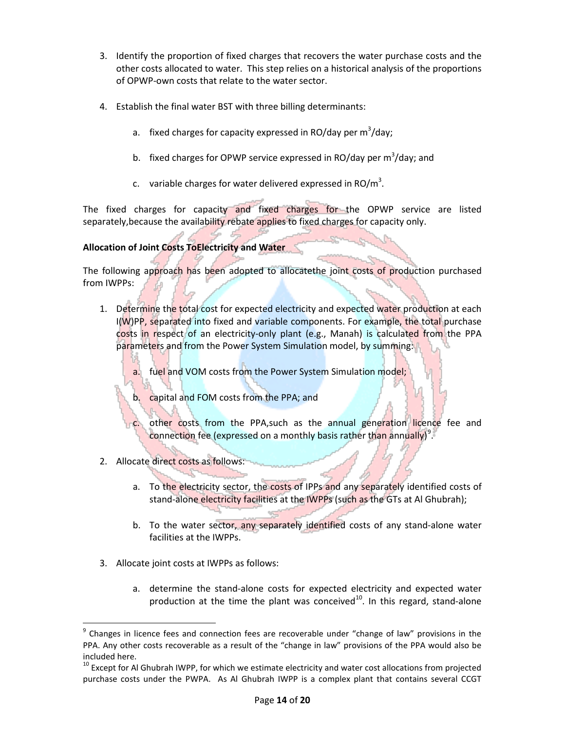3. Identify the proportion of fixed charges that recovers the water purchase costs and the other costs allocated to water. This step relies on a historical analysis of the proportions of OPWP-own costs that relate to the water sector.

4. Establish the final water BST with three billing determinants:

   a. fixed charges for capacity expressed in RO/day per $m^3$/day;

   b. fixed charges for OPWP service expressed in RO/day per $m^3$/day; and

   c. variable charges for water delivered expressed in RO/$m^3$.

The fixed charges for capacity and fixed charges for the OPWP service are listed separately,because the availability rebate applies to fixed charges for capacity only.

**Allocation of Joint Costs ToElectricity and Water**

The following approach has been adopted to allocatethe joint costs of production purchased from IWPPs:

1. Determine the total cost for expected electricity and expected water production at each I(W)PP, separated into fixed and variable components. For example, the total purchase costs in respect of an electricity-only plant (e.g., Manah) is calculated from the PPA parameters and from the Power System Simulation model, by summing:

   a. fuel and VOM costs from the Power System Simulation model;

   b. capital and FOM costs from the PPA; and

   c. other costs from the PPA,such as the annual generation licence fee and connection fee (expressed on a monthly basis rather than annually)[9].

2. Allocate direct costs as follows:

   a. To the electricity sector, the costs of IPPs and any separately identified costs of stand-alone electricity facilities at the IWPPs (such as the GTs at Al Ghubrah);

   b. To the water sector, any separately identified costs of any stand-alone water facilities at the IWPPs.

3. Allocate joint costs at IWPPs as follows:

   a. determine the stand-alone costs for expected electricity and expected water production at the time the plant was conceived[10]. In this regard, stand-alone

---

[9] Changes in licence fees and connection fees are recoverable under "change of law" provisions in the PPA. Any other costs recoverable as a result of the "change in law" provisions of the PPA would also be included here.

[10] Except for Al Ghubrah IWPP, for which we estimate electricity and water cost allocations from projected purchase costs under the PWPA. As Al Ghubrah IWPP is a complex plant that contains several CCGT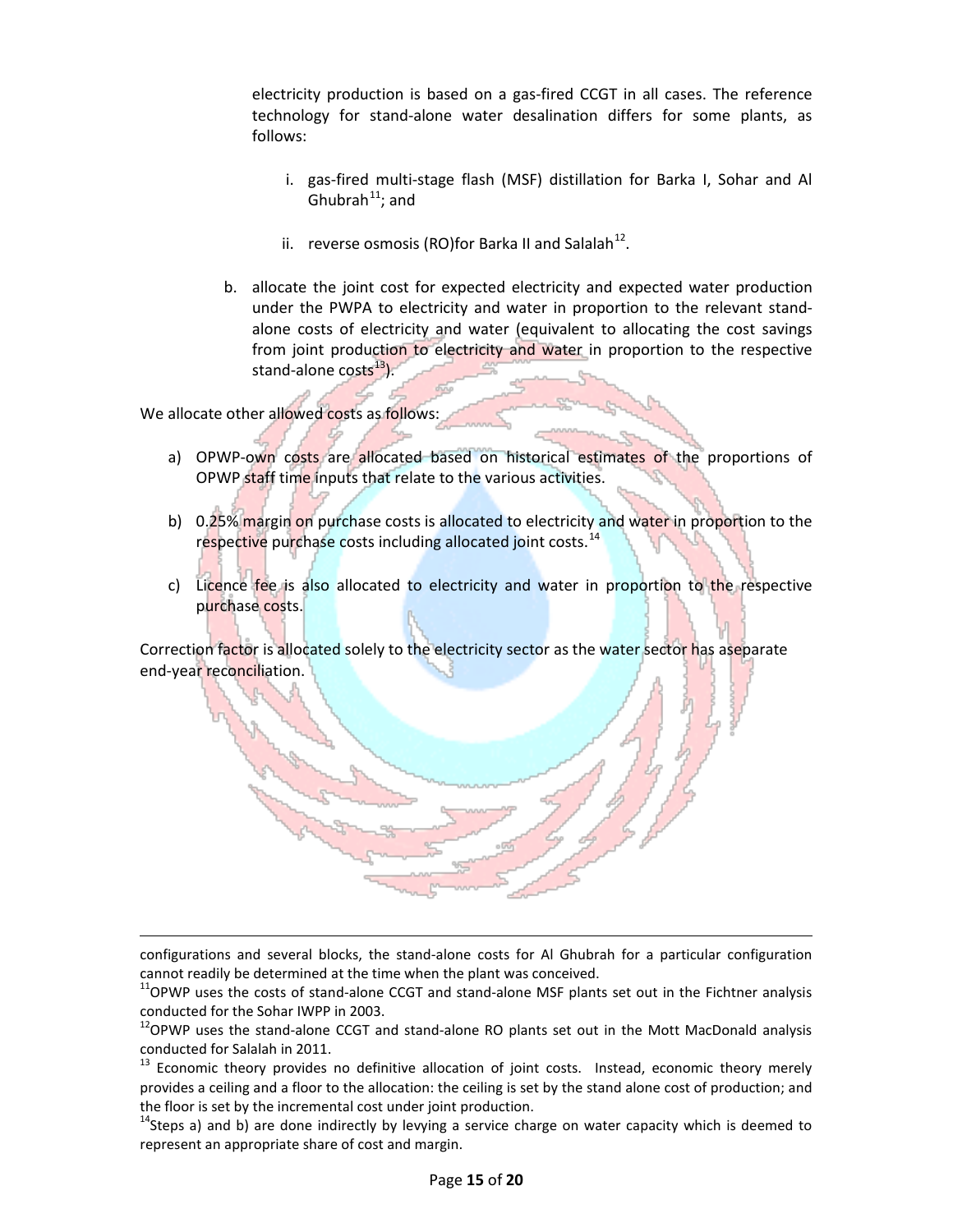electricity production is based on a gas-fired CCGT in all cases. The reference technology for stand-alone water desalination differs for some plants, as follows:

   i. gas-fired multi-stage flash (MSF) distillation for Barka I, Sohar and Al Ghubrah[11]; and

   ii. reverse osmosis (RO)for Barka II and Salalah[12].

b. allocate the joint cost for expected electricity and expected water production under the PWPA to electricity and water in proportion to the relevant stand-alone costs of electricity and water (equivalent to allocating the cost savings from joint production to electricity and water in proportion to the respective stand-alone costs[13]).

We allocate other allowed costs as follows:

a) OPWP-own costs are allocated based on historical estimates of the proportions of OPWP staff time inputs that relate to the various activities.

b) 0.25% margin on purchase costs is allocated to electricity and water in proportion to the respective purchase costs including allocated joint costs.[14]

c) Licence fee is also allocated to electricity and water in proportion to the respective purchase costs.

Correction factor is allocated solely to the electricity sector as the water sector has aseparate end-year reconciliation.

---

configurations and several blocks, the stand-alone costs for Al Ghubrah for a particular configuration cannot readily be determined at the time when the plant was conceived.

[11]OPWP uses the costs of stand-alone CCGT and stand-alone MSF plants set out in the Fichtner analysis conducted for the Sohar IWPP in 2003.

[12]OPWP uses the stand-alone CCGT and stand-alone RO plants set out in the Mott MacDonald analysis conducted for Salalah in 2011.

[13] Economic theory provides no definitive allocation of joint costs. Instead, economic theory merely provides a ceiling and a floor to the allocation: the ceiling is set by the stand alone cost of production; and the floor is set by the incremental cost under joint production.

[14]Steps a) and b) are done indirectly by levying a service charge on water capacity which is deemed to represent an appropriate share of cost and margin.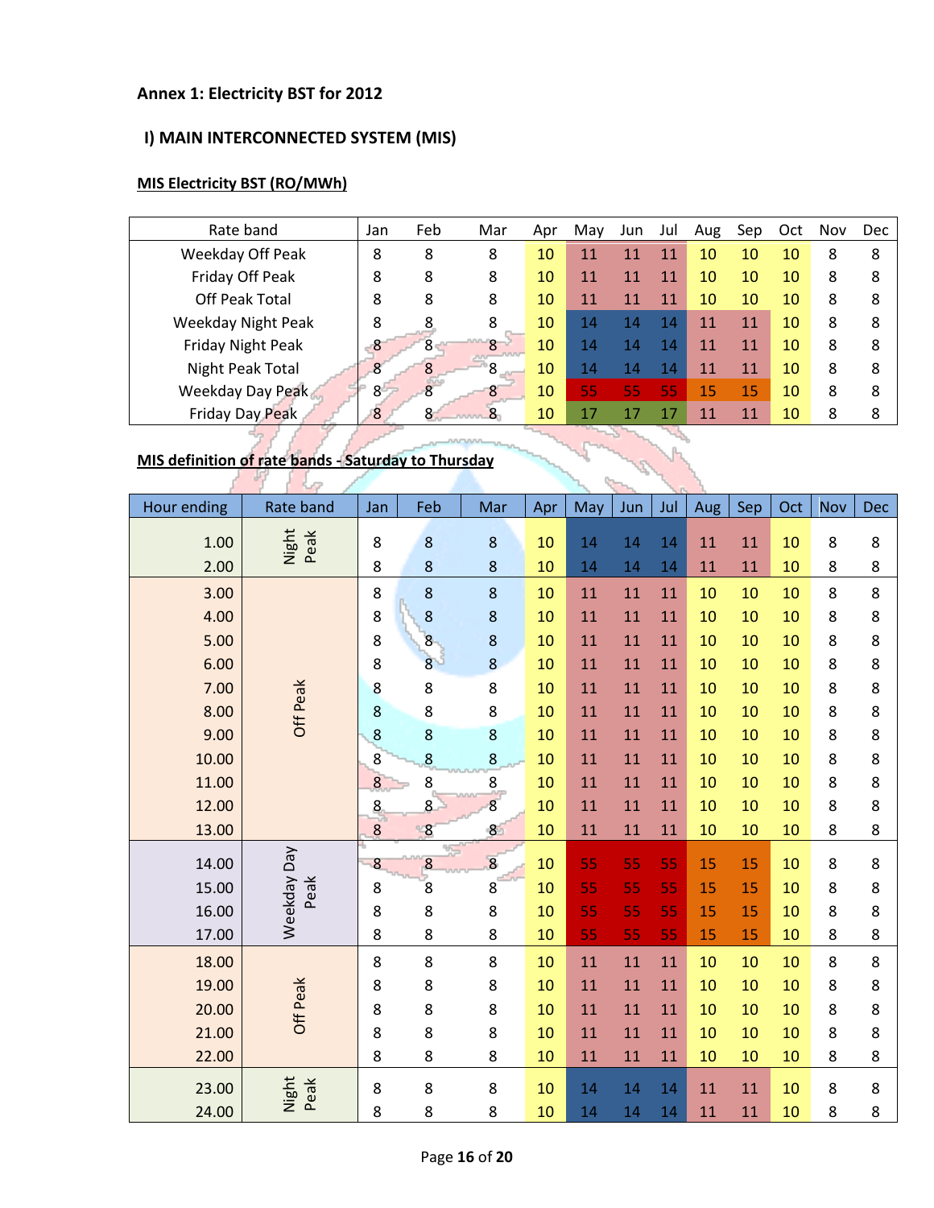**Annex 1: Electricity BST for 2012**

**I) MAIN INTERCONNECTED SYSTEM (MIS)**

**MIS Electricity BST (RO/MWh)**

| Rate band | Jan | Feb | Mar | Apr | May | Jun | Jul | Aug | Sep | Oct | Nov | Dec |
|---|---|---|---|---|---|---|---|---|---|---|---|---|
| Weekday Off Peak | 8 | 8 | 8 | 10 | 11 | 11 | 11 | 10 | 10 | 10 | 8 | 8 |
| Friday Off Peak | 8 | 8 | 8 | 10 | 11 | 11 | 11 | 10 | 10 | 10 | 8 | 8 |
| Off Peak Total | 8 | 8 | 8 | 10 | 11 | 11 | 11 | 10 | 10 | 10 | 8 | 8 |
| Weekday Night Peak | 8 | 8 | 8 | 10 | 14 | 14 | 14 | 11 | 11 | 10 | 8 | 8 |
| Friday Night Peak | 8 | 8 | 8 | 10 | 14 | 14 | 14 | 11 | 11 | 10 | 8 | 8 |
| Night Peak Total | 8 | 8 | 8 | 10 | 14 | 14 | 14 | 11 | 11 | 10 | 8 | 8 |
| Weekday Day Peak | 8 | 8 | 8 | 10 | 55 | 55 | 55 | 15 | 15 | 10 | 8 | 8 |
| Friday Day Peak | 8 | 8 | 8 | 10 | 17 | 17 | 17 | 11 | 11 | 10 | 8 | 8 |

**MIS definition of rate bands - Saturday to Thursday**

| Hour ending | Rate band | Jan | Feb | Mar | Apr | May | Jun | Jul | Aug | Sep | Oct | Nov | Dec |
|---|---|---|---|---|---|---|---|---|---|---|---|---|---|
| 1.00 | Night Peak | 8 | 8 | 8 | 10 | 14 | 14 | 14 | 11 | 11 | 10 | 8 | 8 |
| 2.00 | Night Peak | 8 | 8 | 8 | 10 | 14 | 14 | 14 | 11 | 11 | 10 | 8 | 8 |
| 3.00 | Off Peak | 8 | 8 | 8 | 10 | 11 | 11 | 11 | 10 | 10 | 10 | 8 | 8 |
| 4.00 | Off Peak | 8 | 8 | 8 | 10 | 11 | 11 | 11 | 10 | 10 | 10 | 8 | 8 |
| 5.00 | Off Peak | 8 | 8 | 8 | 10 | 11 | 11 | 11 | 10 | 10 | 10 | 8 | 8 |
| 6.00 | Off Peak | 8 | 8 | 8 | 10 | 11 | 11 | 11 | 10 | 10 | 10 | 8 | 8 |
| 7.00 | Off Peak | 8 | 8 | 8 | 10 | 11 | 11 | 11 | 10 | 10 | 10 | 8 | 8 |
| 8.00 | Off Peak | 8 | 8 | 8 | 10 | 11 | 11 | 11 | 10 | 10 | 10 | 8 | 8 |
| 9.00 | Off Peak | 8 | 8 | 8 | 10 | 11 | 11 | 11 | 10 | 10 | 10 | 8 | 8 |
| 10.00 | Off Peak | 8 | 8 | 8 | 10 | 11 | 11 | 11 | 10 | 10 | 10 | 8 | 8 |
| 11.00 | Off Peak | 8 | 8 | 8 | 10 | 11 | 11 | 11 | 10 | 10 | 10 | 8 | 8 |
| 12.00 | Off Peak | 8 | 8 | 8 | 10 | 11 | 11 | 11 | 10 | 10 | 10 | 8 | 8 |
| 13.00 | Off Peak | 8 | 8 | 8 | 10 | 11 | 11 | 11 | 10 | 10 | 10 | 8 | 8 |
| 14.00 | Weekday Day Peak | 8 | 8 | 8 | 10 | 55 | 55 | 55 | 15 | 15 | 10 | 8 | 8 |
| 15.00 | Weekday Day Peak | 8 | 8 | 8 | 10 | 55 | 55 | 55 | 15 | 15 | 10 | 8 | 8 |
| 16.00 | Weekday Day Peak | 8 | 8 | 8 | 10 | 55 | 55 | 55 | 15 | 15 | 10 | 8 | 8 |
| 17.00 | Weekday Day Peak | 8 | 8 | 8 | 10 | 55 | 55 | 55 | 15 | 15 | 10 | 8 | 8 |
| 18.00 | Off Peak | 8 | 8 | 8 | 10 | 11 | 11 | 11 | 10 | 10 | 10 | 8 | 8 |
| 19.00 | Off Peak | 8 | 8 | 8 | 10 | 11 | 11 | 11 | 10 | 10 | 10 | 8 | 8 |
| 20.00 | Off Peak | 8 | 8 | 8 | 10 | 11 | 11 | 11 | 10 | 10 | 10 | 8 | 8 |
| 21.00 | Off Peak | 8 | 8 | 8 | 10 | 11 | 11 | 11 | 10 | 10 | 10 | 8 | 8 |
| 22.00 | Off Peak | 8 | 8 | 8 | 10 | 11 | 11 | 11 | 10 | 10 | 10 | 8 | 8 |
| 23.00 | Night Peak | 8 | 8 | 8 | 10 | 14 | 14 | 14 | 11 | 11 | 10 | 8 | 8 |
| 24.00 | Night Peak | 8 | 8 | 8 | 10 | 14 | 14 | 14 | 11 | 11 | 10 | 8 | 8 |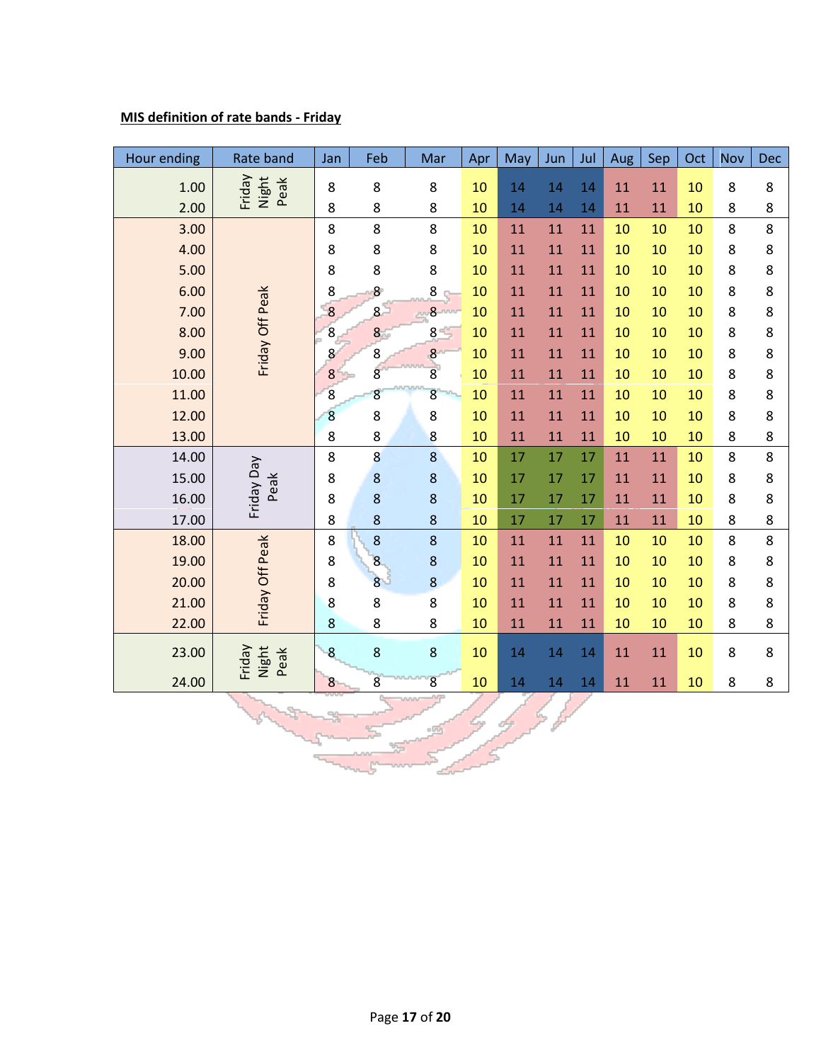**MIS definition of rate bands - Friday**

| Hour ending | Rate band | Jan | Feb | Mar | Apr | May | Jun | Jul | Aug | Sep | Oct | Nov | Dec |
|---|---|---|---|---|---|---|---|---|---|---|---|---|---|
| 1.00 | Friday Night Peak | 8 | 8 | 8 | 10 | 14 | 14 | 14 | 11 | 11 | 10 | 8 | 8 |
| 2.00 | | 8 | 8 | 8 | 10 | 14 | 14 | 14 | 11 | 11 | 10 | 8 | 8 |
| 3.00 | Friday Off Peak | 8 | 8 | 8 | 10 | 11 | 11 | 11 | 10 | 10 | 10 | 8 | 8 |
| 4.00 | | 8 | 8 | 8 | 10 | 11 | 11 | 11 | 10 | 10 | 10 | 8 | 8 |
| 5.00 | | 8 | 8 | 8 | 10 | 11 | 11 | 11 | 10 | 10 | 10 | 8 | 8 |
| 6.00 | | 8 | 8 | 8 | 10 | 11 | 11 | 11 | 10 | 10 | 10 | 8 | 8 |
| 7.00 | | 8 | 8 | 8 | 10 | 11 | 11 | 11 | 10 | 10 | 10 | 8 | 8 |
| 8.00 | | 8 | 8 | 8 | 10 | 11 | 11 | 11 | 10 | 10 | 10 | 8 | 8 |
| 9.00 | | 8 | 8 | 8 | 10 | 11 | 11 | 11 | 10 | 10 | 10 | 8 | 8 |
| 10.00 | | 8 | 8 | 8 | 10 | 11 | 11 | 11 | 10 | 10 | 10 | 8 | 8 |
| 11.00 | | 8 | 8 | 8 | 10 | 11 | 11 | 11 | 10 | 10 | 10 | 8 | 8 |
| 12.00 | | 8 | 8 | 8 | 10 | 11 | 11 | 11 | 10 | 10 | 10 | 8 | 8 |
| 13.00 | | 8 | 8 | 8 | 10 | 11 | 11 | 11 | 10 | 10 | 10 | 8 | 8 |
| 14.00 | Friday Day Peak | 8 | 8 | 8 | 10 | 17 | 17 | 17 | 11 | 11 | 10 | 8 | 8 |
| 15.00 | | 8 | 8 | 8 | 10 | 17 | 17 | 17 | 11 | 11 | 10 | 8 | 8 |
| 16.00 | | 8 | 8 | 8 | 10 | 17 | 17 | 17 | 11 | 11 | 10 | 8 | 8 |
| 17.00 | | 8 | 8 | 8 | 10 | 17 | 17 | 17 | 11 | 11 | 10 | 8 | 8 |
| 18.00 | Friday Off Peak | 8 | 8 | 8 | 10 | 11 | 11 | 11 | 10 | 10 | 10 | 8 | 8 |
| 19.00 | | 8 | 8 | 8 | 10 | 11 | 11 | 11 | 10 | 10 | 10 | 8 | 8 |
| 20.00 | | 8 | 8 | 8 | 10 | 11 | 11 | 11 | 10 | 10 | 10 | 8 | 8 |
| 21.00 | | 8 | 8 | 8 | 10 | 11 | 11 | 11 | 10 | 10 | 10 | 8 | 8 |
| 22.00 | | 8 | 8 | 8 | 10 | 11 | 11 | 11 | 10 | 10 | 10 | 8 | 8 |
| 23.00 | Friday Night Peak | 8 | 8 | 8 | 10 | 14 | 14 | 14 | 11 | 11 | 10 | 8 | 8 |
| 24.00 | | 8 | 8 | 8 | 10 | 14 | 14 | 14 | 11 | 11 | 10 | 8 | 8 |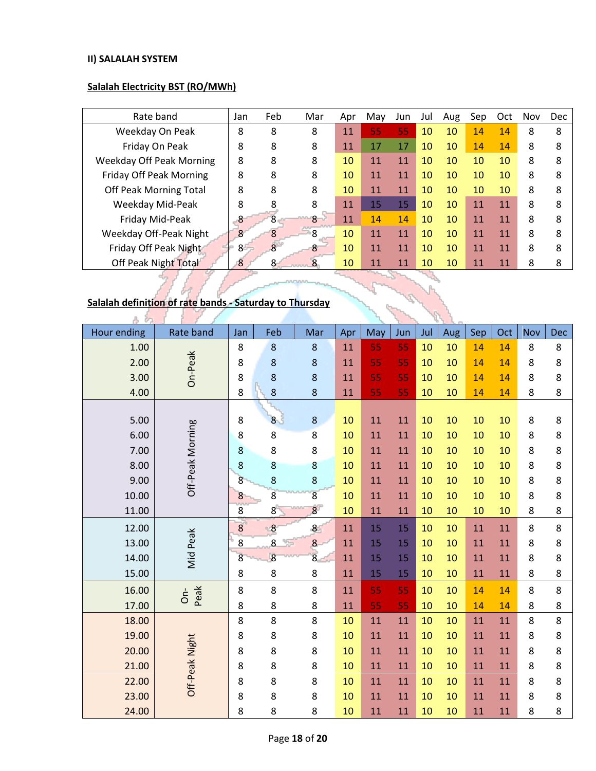**II) SALALAH SYSTEM**

**Salalah Electricity BST (RO/MWh)**

| Rate band | Jan | Feb | Mar | Apr | May | Jun | Jul | Aug | Sep | Oct | Nov | Dec |
|---|---|---|---|---|---|---|---|---|---|---|---|---|
| Weekday On Peak | 8 | 8 | 8 | 11 | 55 | 55 | 10 | 10 | 14 | 14 | 8 | 8 |
| Friday On Peak | 8 | 8 | 8 | 11 | 17 | 17 | 10 | 10 | 14 | 14 | 8 | 8 |
| Weekday Off Peak Morning | 8 | 8 | 8 | 10 | 11 | 11 | 10 | 10 | 10 | 10 | 8 | 8 |
| Friday Off Peak Morning | 8 | 8 | 8 | 10 | 11 | 11 | 10 | 10 | 10 | 10 | 8 | 8 |
| Off Peak Morning Total | 8 | 8 | 8 | 10 | 11 | 11 | 10 | 10 | 10 | 10 | 8 | 8 |
| Weekday Mid-Peak | 8 | 8 | 8 | 11 | 15 | 15 | 10 | 10 | 11 | 11 | 8 | 8 |
| Friday Mid-Peak | 8 | 8 | 8 | 11 | 14 | 14 | 10 | 10 | 11 | 11 | 8 | 8 |
| Weekday Off-Peak Night | 8 | 8 | 8 | 10 | 11 | 11 | 10 | 10 | 11 | 11 | 8 | 8 |
| Friday Off Peak Night | 8 | 8 | 8 | 10 | 11 | 11 | 10 | 10 | 11 | 11 | 8 | 8 |
| Off Peak Night Total | 8 | 8 | 8 | 10 | 11 | 11 | 10 | 10 | 11 | 11 | 8 | 8 |

**Salalah definition of rate bands - Saturday to Thursday**

| Hour ending | Rate band | Jan | Feb | Mar | Apr | May | Jun | Jul | Aug | Sep | Oct | Nov | Dec |
|---|---|---|---|---|---|---|---|---|---|---|---|---|---|
| 1.00 | On-Peak | 8 | 8 | 8 | 11 | 55 | 55 | 10 | 10 | 14 | 14 | 8 | 8 |
| 2.00 | On-Peak | 8 | 8 | 8 | 11 | 55 | 55 | 10 | 10 | 14 | 14 | 8 | 8 |
| 3.00 | On-Peak | 8 | 8 | 8 | 11 | 55 | 55 | 10 | 10 | 14 | 14 | 8 | 8 |
| 4.00 | On-Peak | 8 | 8 | 8 | 11 | 55 | 55 | 10 | 10 | 14 | 14 | 8 | 8 |
| 5.00 | Off-Peak Morning | 8 | 8 | 8 | 10 | 11 | 11 | 10 | 10 | 10 | 10 | 8 | 8 |
| 6.00 | Off-Peak Morning | 8 | 8 | 8 | 10 | 11 | 11 | 10 | 10 | 10 | 10 | 8 | 8 |
| 7.00 | Off-Peak Morning | 8 | 8 | 8 | 10 | 11 | 11 | 10 | 10 | 10 | 10 | 8 | 8 |
| 8.00 | Off-Peak Morning | 8 | 8 | 8 | 10 | 11 | 11 | 10 | 10 | 10 | 10 | 8 | 8 |
| 9.00 | Off-Peak Morning | 8 | 8 | 8 | 10 | 11 | 11 | 10 | 10 | 10 | 10 | 8 | 8 |
| 10.00 | Off-Peak Morning | 8 | 8 | 8 | 10 | 11 | 11 | 10 | 10 | 10 | 10 | 8 | 8 |
| 11.00 | Off-Peak Morning | 8 | 8 | 8 | 10 | 11 | 11 | 10 | 10 | 10 | 10 | 8 | 8 |
| 12.00 | Mid Peak | 8 | 8 | 8 | 11 | 15 | 15 | 10 | 10 | 11 | 11 | 8 | 8 |
| 13.00 | Mid Peak | 8 | 8 | 8 | 11 | 15 | 15 | 10 | 10 | 11 | 11 | 8 | 8 |
| 14.00 | Mid Peak | 8 | 8 | 8 | 11 | 15 | 15 | 10 | 10 | 11 | 11 | 8 | 8 |
| 15.00 | Mid Peak | 8 | 8 | 8 | 11 | 15 | 15 | 10 | 10 | 11 | 11 | 8 | 8 |
| 16.00 | On-Peak | 8 | 8 | 8 | 11 | 55 | 55 | 10 | 10 | 14 | 14 | 8 | 8 |
| 17.00 | On-Peak | 8 | 8 | 8 | 11 | 55 | 55 | 10 | 10 | 14 | 14 | 8 | 8 |
| 18.00 | Off-Peak Night | 8 | 8 | 8 | 10 | 11 | 11 | 10 | 10 | 11 | 11 | 8 | 8 |
| 19.00 | Off-Peak Night | 8 | 8 | 8 | 10 | 11 | 11 | 10 | 10 | 11 | 11 | 8 | 8 |
| 20.00 | Off-Peak Night | 8 | 8 | 8 | 10 | 11 | 11 | 10 | 10 | 11 | 11 | 8 | 8 |
| 21.00 | Off-Peak Night | 8 | 8 | 8 | 10 | 11 | 11 | 10 | 10 | 11 | 11 | 8 | 8 |
| 22.00 | Off-Peak Night | 8 | 8 | 8 | 10 | 11 | 11 | 10 | 10 | 11 | 11 | 8 | 8 |
| 23.00 | Off-Peak Night | 8 | 8 | 8 | 10 | 11 | 11 | 10 | 10 | 11 | 11 | 8 | 8 |
| 24.00 | Off-Peak Night | 8 | 8 | 8 | 10 | 11 | 11 | 10 | 10 | 11 | 11 | 8 | 8 |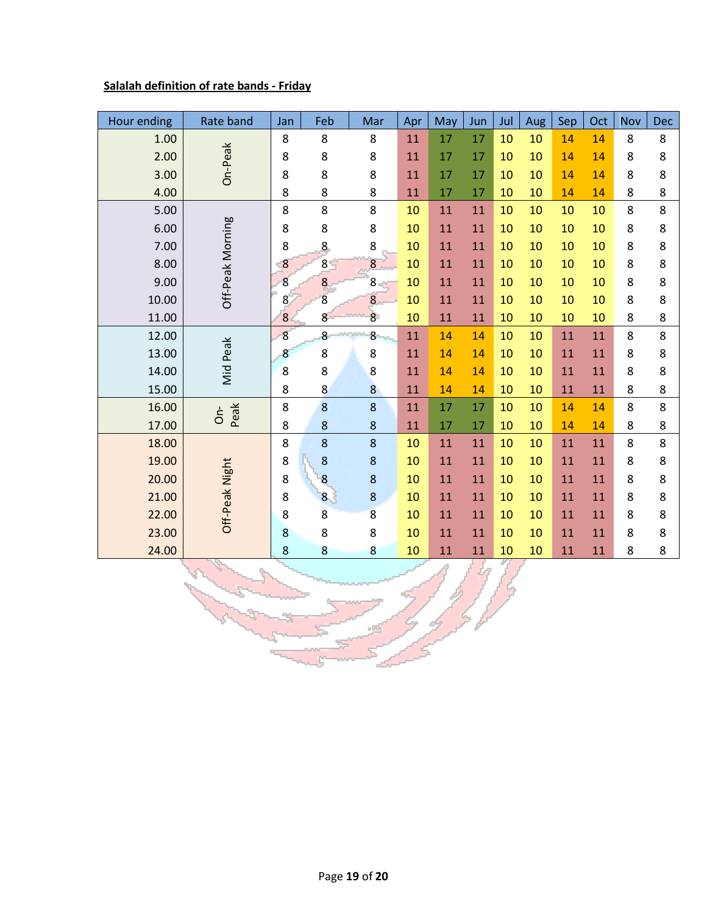**Salalah definition of rate bands - Friday**

| Hour ending | Rate band | Jan | Feb | Mar | Apr | May | Jun | Jul | Aug | Sep | Oct | Nov | Dec |
|---|---|---|---|---|---|---|---|---|---|---|---|---|---|
| 1.00 | On-Peak | 8 | 8 | 8 | 11 | 17 | 17 | 10 | 10 | 14 | 14 | 8 | 8 |
| 2.00 | | 8 | 8 | 8 | 11 | 17 | 17 | 10 | 10 | 14 | 14 | 8 | 8 |
| 3.00 | | 8 | 8 | 8 | 11 | 17 | 17 | 10 | 10 | 14 | 14 | 8 | 8 |
| 4.00 | | 8 | 8 | 8 | 11 | 17 | 17 | 10 | 10 | 14 | 14 | 8 | 8 |
| 5.00 | Off-Peak Morning | 8 | 8 | 8 | 10 | 11 | 11 | 10 | 10 | 10 | 10 | 8 | 8 |
| 6.00 | | 8 | 8 | 8 | 10 | 11 | 11 | 10 | 10 | 10 | 10 | 8 | 8 |
| 7.00 | | 8 | 8 | 8 | 10 | 11 | 11 | 10 | 10 | 10 | 10 | 8 | 8 |
| 8.00 | | 8 | 8 | 8 | 10 | 11 | 11 | 10 | 10 | 10 | 10 | 8 | 8 |
| 9.00 | | 8 | 8 | 8 | 10 | 11 | 11 | 10 | 10 | 10 | 10 | 8 | 8 |
| 10.00 | | 8 | 8 | 8 | 10 | 11 | 11 | 10 | 10 | 10 | 10 | 8 | 8 |
| 11.00 | | 8 | 8 | 8 | 10 | 11 | 11 | 10 | 10 | 10 | 10 | 8 | 8 |
| 12.00 | Mid Peak | 8 | 8 | 8 | 11 | 14 | 14 | 10 | 10 | 11 | 11 | 8 | 8 |
| 13.00 | | 8 | 8 | 8 | 11 | 14 | 14 | 10 | 10 | 11 | 11 | 8 | 8 |
| 14.00 | | 8 | 8 | 8 | 11 | 14 | 14 | 10 | 10 | 11 | 11 | 8 | 8 |
| 15.00 | | 8 | 8 | 8 | 11 | 14 | 14 | 10 | 10 | 11 | 11 | 8 | 8 |
| 16.00 | On-Peak | 8 | 8 | 8 | 11 | 17 | 17 | 10 | 10 | 14 | 14 | 8 | 8 |
| 17.00 | | 8 | 8 | 8 | 11 | 17 | 17 | 10 | 10 | 14 | 14 | 8 | 8 |
| 18.00 | Off-Peak Night | 8 | 8 | 8 | 10 | 11 | 11 | 10 | 10 | 11 | 11 | 8 | 8 |
| 19.00 | | 8 | 8 | 8 | 10 | 11 | 11 | 10 | 10 | 11 | 11 | 8 | 8 |
| 20.00 | | 8 | 8 | 8 | 10 | 11 | 11 | 10 | 10 | 11 | 11 | 8 | 8 |
| 21.00 | | 8 | 8 | 8 | 10 | 11 | 11 | 10 | 10 | 11 | 11 | 8 | 8 |
| 22.00 | | 8 | 8 | 8 | 10 | 11 | 11 | 10 | 10 | 11 | 11 | 8 | 8 |
| 23.00 | | 8 | 8 | 8 | 10 | 11 | 11 | 10 | 10 | 11 | 11 | 8 | 8 |
| 24.00 | | 8 | 8 | 8 | 10 | 11 | 11 | 10 | 10 | 11 | 11 | 8 | 8 |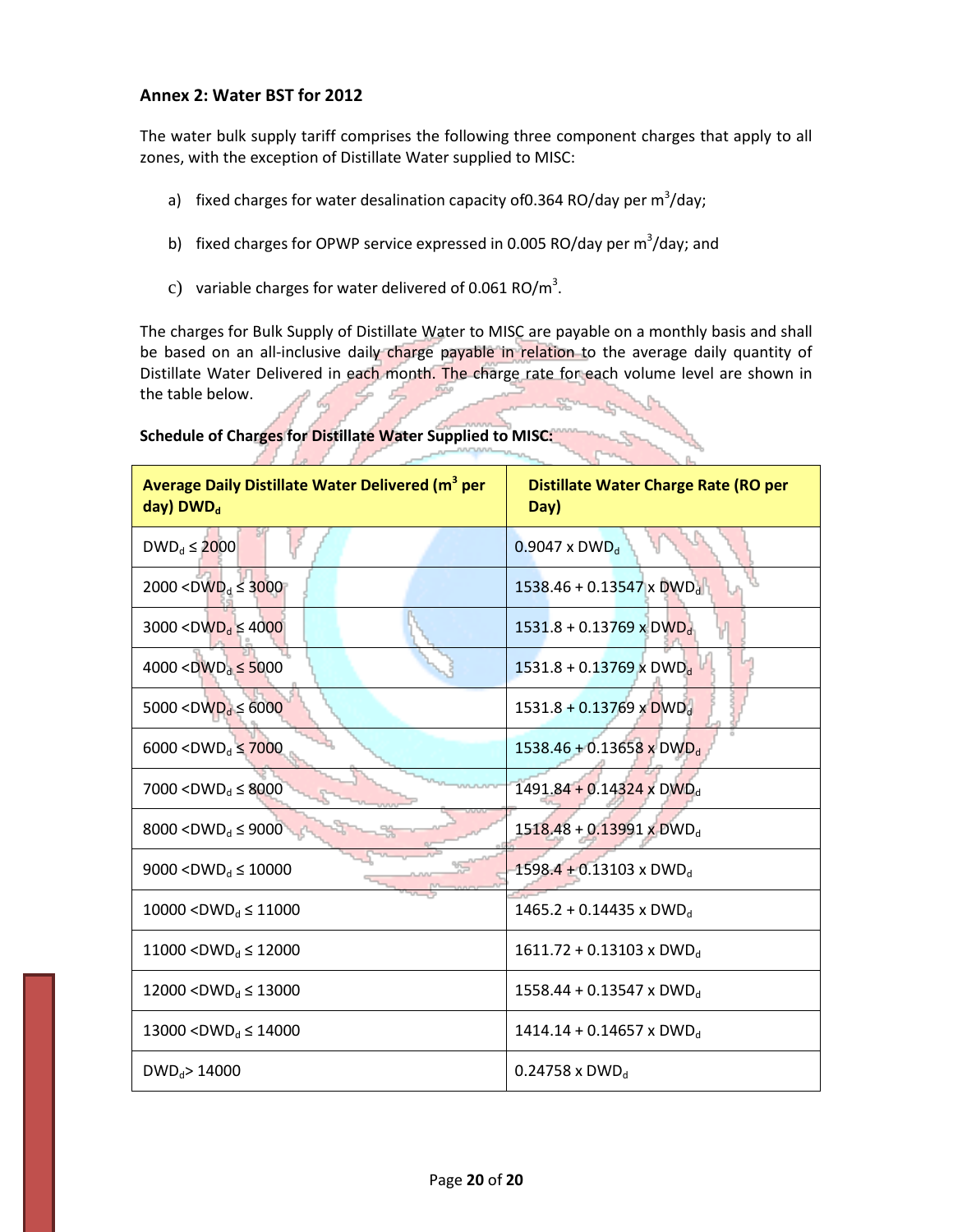## Annex 2: Water BST for 2012

The water bulk supply tariff comprises the following three component charges that apply to all zones, with the exception of Distillate Water supplied to MISC:

a) fixed charges for water desalination capacity of0.364 RO/day per $m^3$/day;

b) fixed charges for OPWP service expressed in 0.005 RO/day per $m^3$/day; and

c) variable charges for water delivered of 0.061 RO/$m^3$.

The charges for Bulk Supply of Distillate Water to MISC are payable on a monthly basis and shall be based on an all-inclusive daily charge payable in relation to the average daily quantity of Distillate Water Delivered in each month. The charge rate for each volume level are shown in the table below.

**Schedule of Charges for Distillate Water Supplied to MISC:**

| Average Daily Distillate Water Delivered ($m^3$ per day) $DWD_d$ | Distillate Water Charge Rate (RO per Day) |
|---|---|
| $DWD_d \leq 2000$ | $0.9047 \times DWD_d$ |
| $2000 < DWD_d \leq 3000$ | $1538.46 + 0.13547 \times DWD_d$ |
| $3000 < DWD_d \leq 4000$ | $1531.8 + 0.13769 \times DWD_d$ |
| $4000 < DWD_d \leq 5000$ | $1531.8 + 0.13769 \times DWD_d$ |
| $5000 < DWD_d \leq 6000$ | $1531.8 + 0.13769 \times DWD_d$ |
| $6000 < DWD_d \leq 7000$ | $1538.46 + 0.13658 \times DWD_d$ |
| $7000 < DWD_d \leq 8000$ | $1491.84 + 0.14324 \times DWD_d$ |
| $8000 < DWD_d \leq 9000$ | $1518.48 + 0.13991 \times DWD_d$ |
| $9000 < DWD_d \leq 10000$ | $1598.4 + 0.13103 \times DWD_d$ |
| $10000 < DWD_d \leq 11000$ | $1465.2 + 0.14435 \times DWD_d$ |
| $11000 < DWD_d \leq 12000$ | $1611.72 + 0.13103 \times DWD_d$ |
| $12000 < DWD_d \leq 13000$ | $1558.44 + 0.13547 \times DWD_d$ |
| $13000 < DWD_d \leq 14000$ | $1414.14 + 0.14657 \times DWD_d$ |
| $DWD_d > 14000$ | $0.24758 \times DWD_d$ |